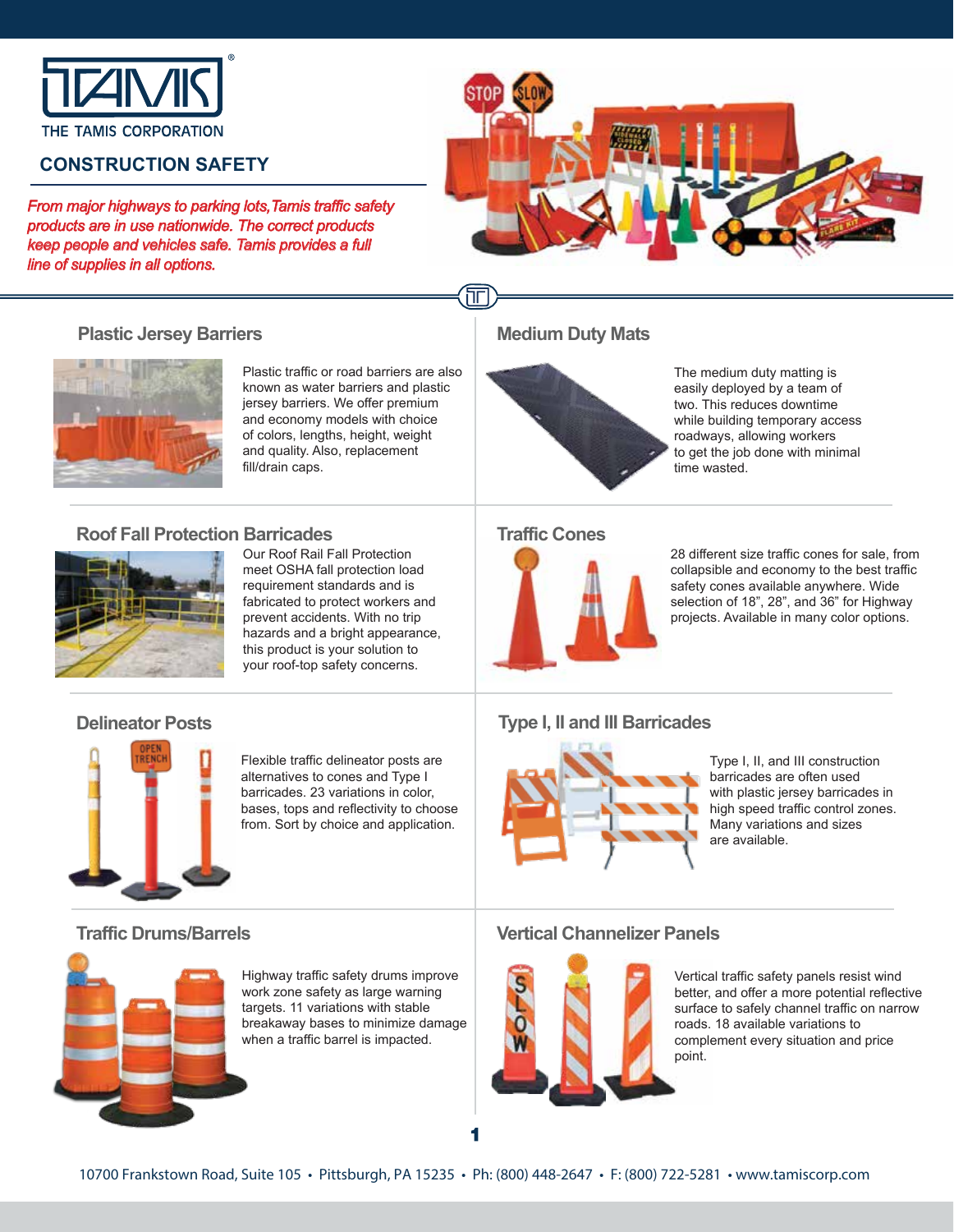THE TAMIS CORPORATION

## CONSTRUCTION SAFETY

*From major highways to parking lots, Tamis traffic safety products are in use nationwide. The correct products keep people and vehicles safe. Tamis provides a full line of supplies in all options.*

### Plastic Jersey Barriers

Plastic traffic or road barriers are also known as water barriers and plastic jersey barriers. We offer premium and economy models with choice of colors, lengths, height, weight and quality. Also, replacement fill/drain caps.

### Medium Duty Mats

The medium duty matting is easily deployed by a team of two. This reduces downtime while building temporary access roadways, allowing workers to get the job done with minimal time wasted.

### Roof Fall Protection Barricades

Our Roof Rail Fall Protection meet OSHA fall protection load requirement standards and is fabricated to protect workers and prevent accidents. With no trip hazards and a bright appearance, this product is your solution to your roof-top safety concerns.

### Traffic Cones

28 different size traffic cones for sale, from collapsible and economy to the best traffic safety cones available anywhere. Wide selection of 18", 28", and 36" for Highway projects. Available in many color options.

### Delineator Posts

Flexible traffic delineator posts are alternatives to cones and Type I barricades. 23 variations in color, bases, tops and reflectivity to choose from. Sort by choice and application.

### Type I, II and III Barricades

Type I, II, and III construction barricades are often used with plastic jersey barricades in high speed traffic control zones. Many variations and sizes are available.

### Traffic Drums/Barrels

Highway traffic safety drums improve work zone safety as large warning targets. 11 variations with stable breakaway bases to minimize damage when a traffic barrel is impacted.

### Vertical Channelizer Panels

Vertical traffic safety panels resist wind better, and offer a more potential reflective surface to safely channel traffic on narrow roads. 18 available variations to complement every situation and price point.

10700 Frankstown Road, Suite 105 • Pittsburgh, PA 15235 • Ph: (800) 448-2647 • F: (800) 722-5281 • www.tamiscorp.com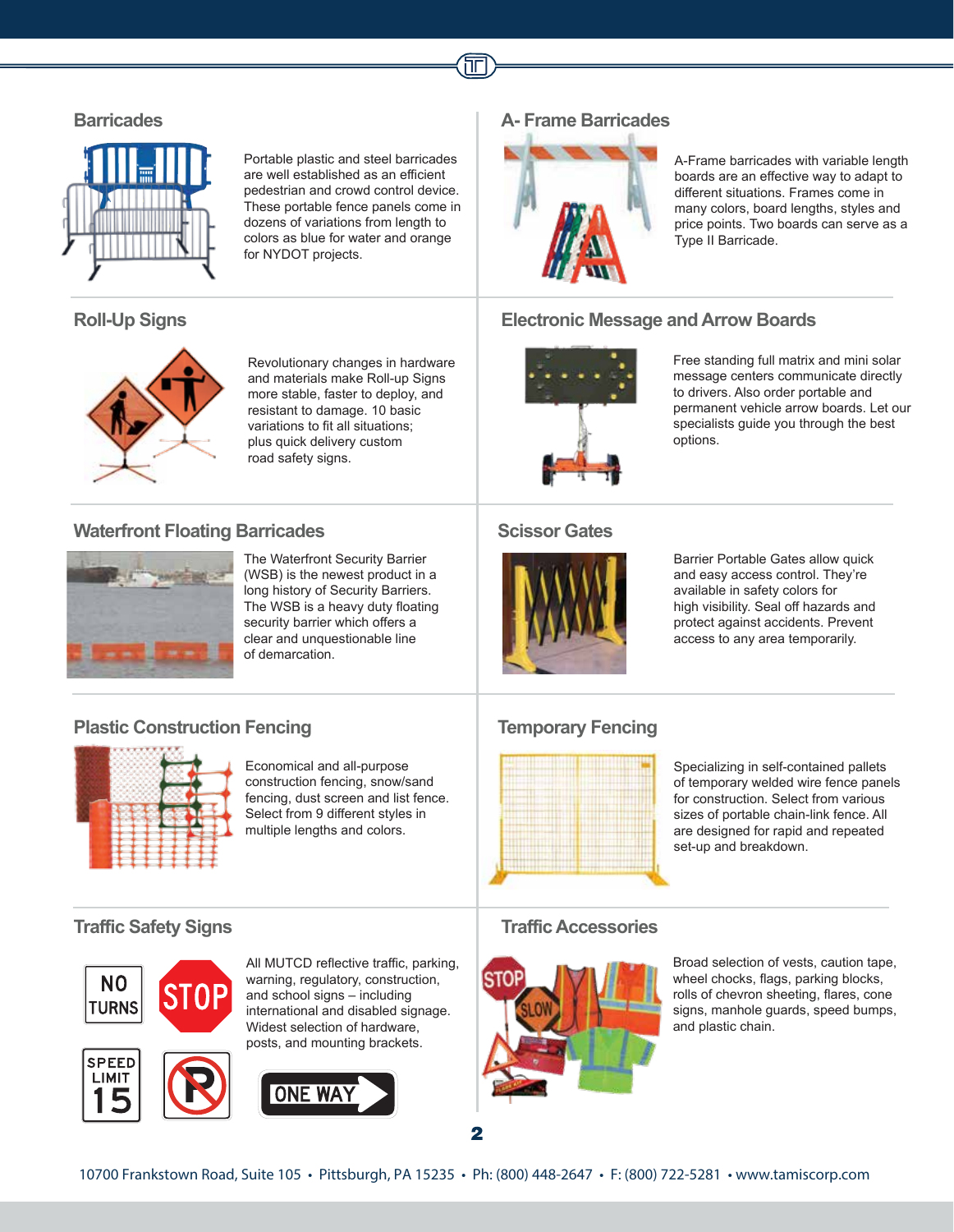## Barricades

Portable plastic and steel barricades are well established as an efficient pedestrian and crowd control device. These portable fence panels come in dozens of variations from length to colors as blue for water and orange for NYDOT projects.

## A- Frame Barricades

A-Frame barricades with variable length boards are an effective way to adapt to different situations. Frames come in many colors, board lengths, styles and price points. Two boards can serve as a Type II Barricade.

## Roll-Up Signs

Revolutionary changes in hardware and materials make Roll-up Signs more stable, faster to deploy, and resistant to damage. 10 basic variations to fit all situations; plus quick delivery custom road safety signs.

## Electronic Message and Arrow Boards

Free standing full matrix and mini solar message centers communicate directly to drivers. Also order portable and permanent vehicle arrow boards. Let our specialists guide you through the best options.

## Waterfront Floating Barricades

The Waterfront Security Barrier (WSB) is the newest product in a long history of Security Barriers. The WSB is a heavy duty floating security barrier which offers a clear and unquestionable line of demarcation.

## Scissor Gates

Barrier Portable Gates allow quick and easy access control. They're available in safety colors for high visibility. Seal off hazards and protect against accidents. Prevent access to any area temporarily.

## Plastic Construction Fencing

Economical and all-purpose construction fencing, snow/sand fencing, dust screen and list fence. Select from 9 different styles in multiple lengths and colors.

## Temporary Fencing

Specializing in self-contained pallets of temporary welded wire fence panels for construction. Select from various sizes of portable chain-link fence. All are designed for rapid and repeated set-up and breakdown.

## Traffic Safety Signs

All MUTCD reflective traffic, parking, warning, regulatory, construction, and school signs – including international and disabled signage. Widest selection of hardware, posts, and mounting brackets.

## Traffic Accessories

Broad selection of vests, caution tape, wheel chocks, flags, parking blocks, rolls of chevron sheeting, flares, cone signs, manhole guards, speed bumps, and plastic chain.

10700 Frankstown Road, Suite 105 • Pittsburgh, PA 15235 • Ph: (800) 448-2647 • F: (800) 722-5281 • www.tamiscorp.com